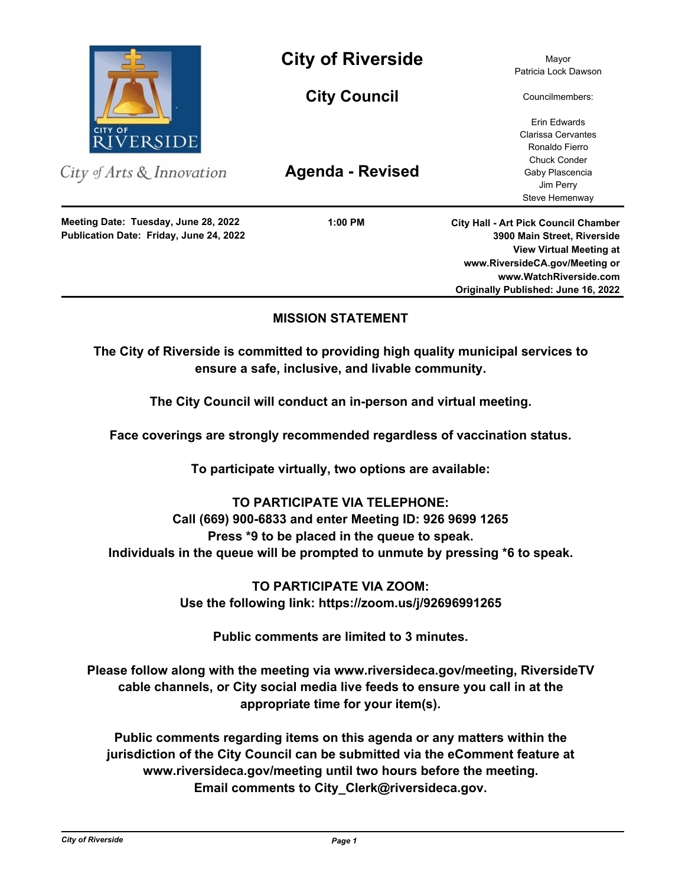# City of Riverside

## City Council

## Agenda - Revised

City of Arts & Innovation

Mayor
Patricia Lock Dawson

Councilmembers:

Erin Edwards
Clarissa Cervantes
Ronaldo Fierro
Chuck Conder
Gaby Plascencia
Jim Perry
Steve Hemenway

**Meeting Date: Tuesday, June 28, 2022**
**Publication Date: Friday, June 24, 2022**

**1:00 PM**

**City Hall - Art Pick Council Chamber**
**3900 Main Street, Riverside**
**View Virtual Meeting at**
**www.RiversideCA.gov/Meeting or**
**www.WatchRiverside.com**
**Originally Published: June 16, 2022**

---

### MISSION STATEMENT

**The City of Riverside is committed to providing high quality municipal services to ensure a safe, inclusive, and livable community.**

**The City Council will conduct an in-person and virtual meeting.**

**Face coverings are strongly recommended regardless of vaccination status.**

**To participate virtually, two options are available:**

**TO PARTICIPATE VIA TELEPHONE:**
**Call (669) 900-6833 and enter Meeting ID: 926 9699 1265**
**Press *9 to be placed in the queue to speak.**
**Individuals in the queue will be prompted to unmute by pressing *6 to speak.**

**TO PARTICIPATE VIA ZOOM:**
**Use the following link: https://zoom.us/j/92696991265**

**Public comments are limited to 3 minutes.**

**Please follow along with the meeting via www.riversideca.gov/meeting, RiversideTV cable channels, or City social media live feeds to ensure you call in at the appropriate time for your item(s).**

**Public comments regarding items on this agenda or any matters within the jurisdiction of the City Council can be submitted via the eComment feature at www.riversideca.gov/meeting until two hours before the meeting.**
**Email comments to City_Clerk@riversideca.gov.**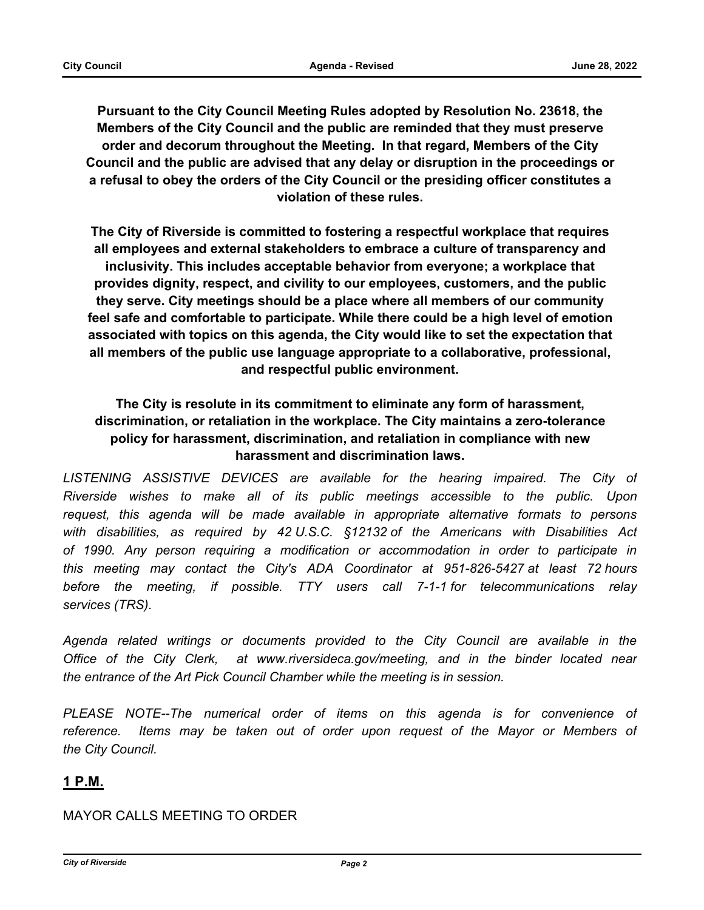**Pursuant to the City Council Meeting Rules adopted by Resolution No. 23618, the Members of the City Council and the public are reminded that they must preserve order and decorum throughout the Meeting. In that regard, Members of the City Council and the public are advised that any delay or disruption in the proceedings or a refusal to obey the orders of the City Council or the presiding officer constitutes a violation of these rules.**

**The City of Riverside is committed to fostering a respectful workplace that requires all employees and external stakeholders to embrace a culture of transparency and inclusivity. This includes acceptable behavior from everyone; a workplace that provides dignity, respect, and civility to our employees, customers, and the public they serve. City meetings should be a place where all members of our community feel safe and comfortable to participate. While there could be a high level of emotion associated with topics on this agenda, the City would like to set the expectation that all members of the public use language appropriate to a collaborative, professional, and respectful public environment.**

**The City is resolute in its commitment to eliminate any form of harassment, discrimination, or retaliation in the workplace. The City maintains a zero-tolerance policy for harassment, discrimination, and retaliation in compliance with new harassment and discrimination laws.**

*LISTENING ASSISTIVE DEVICES are available for the hearing impaired. The City of Riverside wishes to make all of its public meetings accessible to the public. Upon request, this agenda will be made available in appropriate alternative formats to persons with disabilities, as required by 42 U.S.C. §12132 of the Americans with Disabilities Act of 1990. Any person requiring a modification or accommodation in order to participate in this meeting may contact the City's ADA Coordinator at 951-826-5427 at least 72 hours before the meeting, if possible. TTY users call 7-1-1 for telecommunications relay services (TRS).*

*Agenda related writings or documents provided to the City Council are available in the Office of the City Clerk, at www.riversideca.gov/meeting, and in the binder located near the entrance of the Art Pick Council Chamber while the meeting is in session.*

*PLEASE NOTE--The numerical order of items on this agenda is for convenience of reference. Items may be taken out of order upon request of the Mayor or Members of the City Council.*

## 1 P.M.

MAYOR CALLS MEETING TO ORDER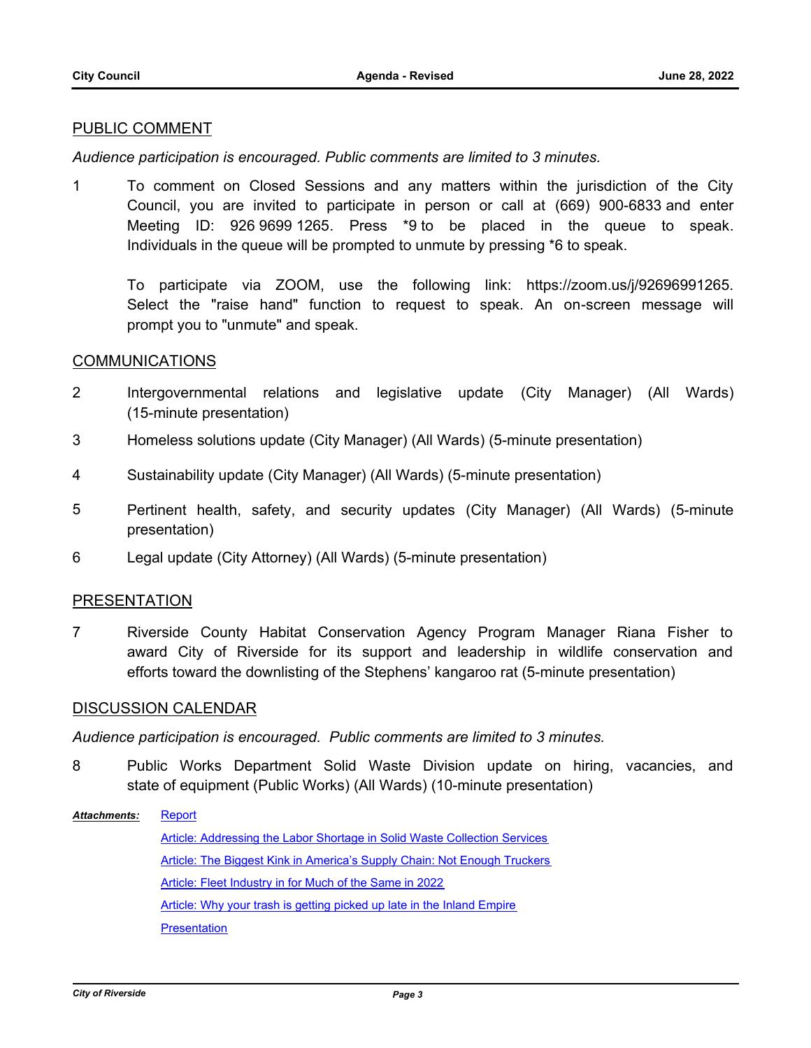## PUBLIC COMMENT

*Audience participation is encouraged. Public comments are limited to 3 minutes.*

1 To comment on Closed Sessions and any matters within the jurisdiction of the City Council, you are invited to participate in person or call at (669) 900-6833 and enter Meeting ID: 926 9699 1265. Press *9 to be placed in the queue to speak. Individuals in the queue will be prompted to unmute by pressing *6 to speak.

To participate via ZOOM, use the following link: https://zoom.us/j/92696991265. Select the "raise hand" function to request to speak. An on-screen message will prompt you to "unmute" and speak.

## COMMUNICATIONS

2 Intergovernmental relations and legislative update (City Manager) (All Wards) (15-minute presentation)

3 Homeless solutions update (City Manager) (All Wards) (5-minute presentation)

4 Sustainability update (City Manager) (All Wards) (5-minute presentation)

5 Pertinent health, safety, and security updates (City Manager) (All Wards) (5-minute presentation)

6 Legal update (City Attorney) (All Wards) (5-minute presentation)

## PRESENTATION

7 Riverside County Habitat Conservation Agency Program Manager Riana Fisher to award City of Riverside for its support and leadership in wildlife conservation and efforts toward the downlisting of the Stephens' kangaroo rat (5-minute presentation)

## DISCUSSION CALENDAR

*Audience participation is encouraged. Public comments are limited to 3 minutes.*

8 Public Works Department Solid Waste Division update on hiring, vacancies, and state of equipment (Public Works) (All Wards) (10-minute presentation)

***Attachments:*** Report

Article: Addressing the Labor Shortage in Solid Waste Collection Services

Article: The Biggest Kink in America's Supply Chain: Not Enough Truckers

Article: Fleet Industry in for Much of the Same in 2022

Article: Why your trash is getting picked up late in the Inland Empire

Presentation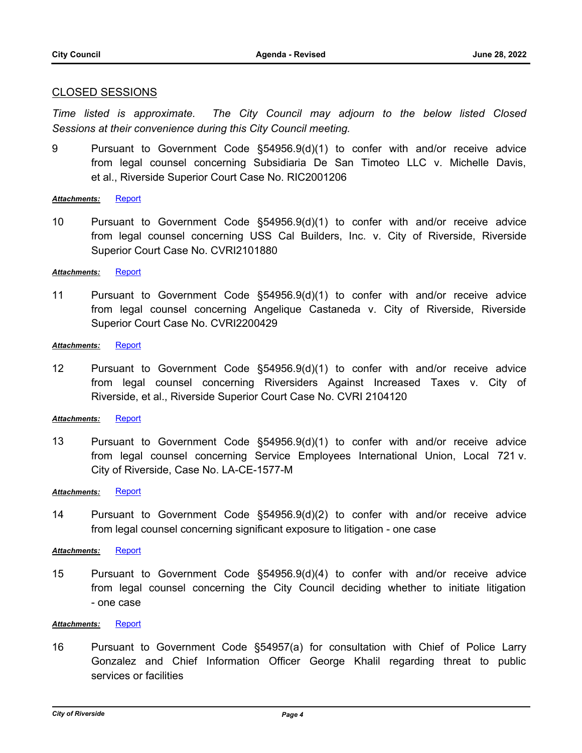## CLOSED SESSIONS

*Time listed is approximate. The City Council may adjourn to the below listed Closed Sessions at their convenience during this City Council meeting.*

9 Pursuant to Government Code §54956.9(d)(1) to confer with and/or receive advice from legal counsel concerning Subsidiaria De San Timoteo LLC v. Michelle Davis, et al., Riverside Superior Court Case No. RIC2001206

***Attachments:*** Report

10 Pursuant to Government Code §54956.9(d)(1) to confer with and/or receive advice from legal counsel concerning USS Cal Builders, Inc. v. City of Riverside, Riverside Superior Court Case No. CVRI2101880

***Attachments:*** Report

11 Pursuant to Government Code §54956.9(d)(1) to confer with and/or receive advice from legal counsel concerning Angelique Castaneda v. City of Riverside, Riverside Superior Court Case No. CVRI2200429

***Attachments:*** Report

12 Pursuant to Government Code §54956.9(d)(1) to confer with and/or receive advice from legal counsel concerning Riversiders Against Increased Taxes v. City of Riverside, et al., Riverside Superior Court Case No. CVRI 2104120

***Attachments:*** Report

13 Pursuant to Government Code §54956.9(d)(1) to confer with and/or receive advice from legal counsel concerning Service Employees International Union, Local 721 v. City of Riverside, Case No. LA-CE-1577-M

***Attachments:*** Report

14 Pursuant to Government Code §54956.9(d)(2) to confer with and/or receive advice from legal counsel concerning significant exposure to litigation - one case

***Attachments:*** Report

15 Pursuant to Government Code §54956.9(d)(4) to confer with and/or receive advice from legal counsel concerning the City Council deciding whether to initiate litigation - one case

***Attachments:*** Report

16 Pursuant to Government Code §54957(a) for consultation with Chief of Police Larry Gonzalez and Chief Information Officer George Khalil regarding threat to public services or facilities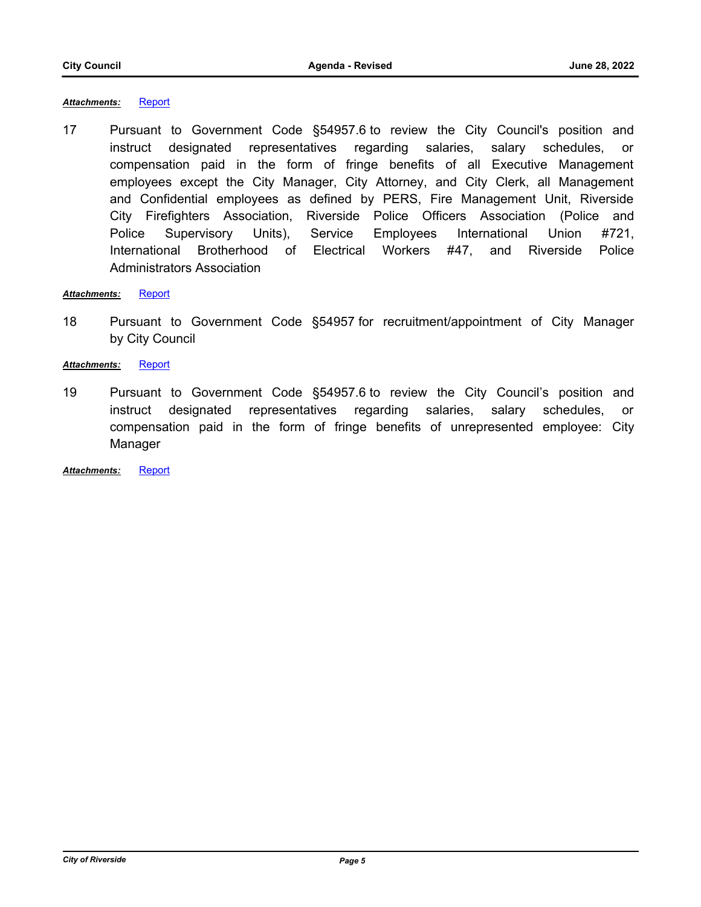***Attachments:*** Report

17 Pursuant to Government Code §54957.6 to review the City Council's position and instruct designated representatives regarding salaries, salary schedules, or compensation paid in the form of fringe benefits of all Executive Management employees except the City Manager, City Attorney, and City Clerk, all Management and Confidential employees as defined by PERS, Fire Management Unit, Riverside City Firefighters Association, Riverside Police Officers Association (Police and Police Supervisory Units), Service Employees International Union #721, International Brotherhood of Electrical Workers #47, and Riverside Police Administrators Association

***Attachments:*** Report

18 Pursuant to Government Code §54957 for recruitment/appointment of City Manager by City Council

***Attachments:*** Report

19 Pursuant to Government Code §54957.6 to review the City Council's position and instruct designated representatives regarding salaries, salary schedules, or compensation paid in the form of fringe benefits of unrepresented employee: City Manager

***Attachments:*** Report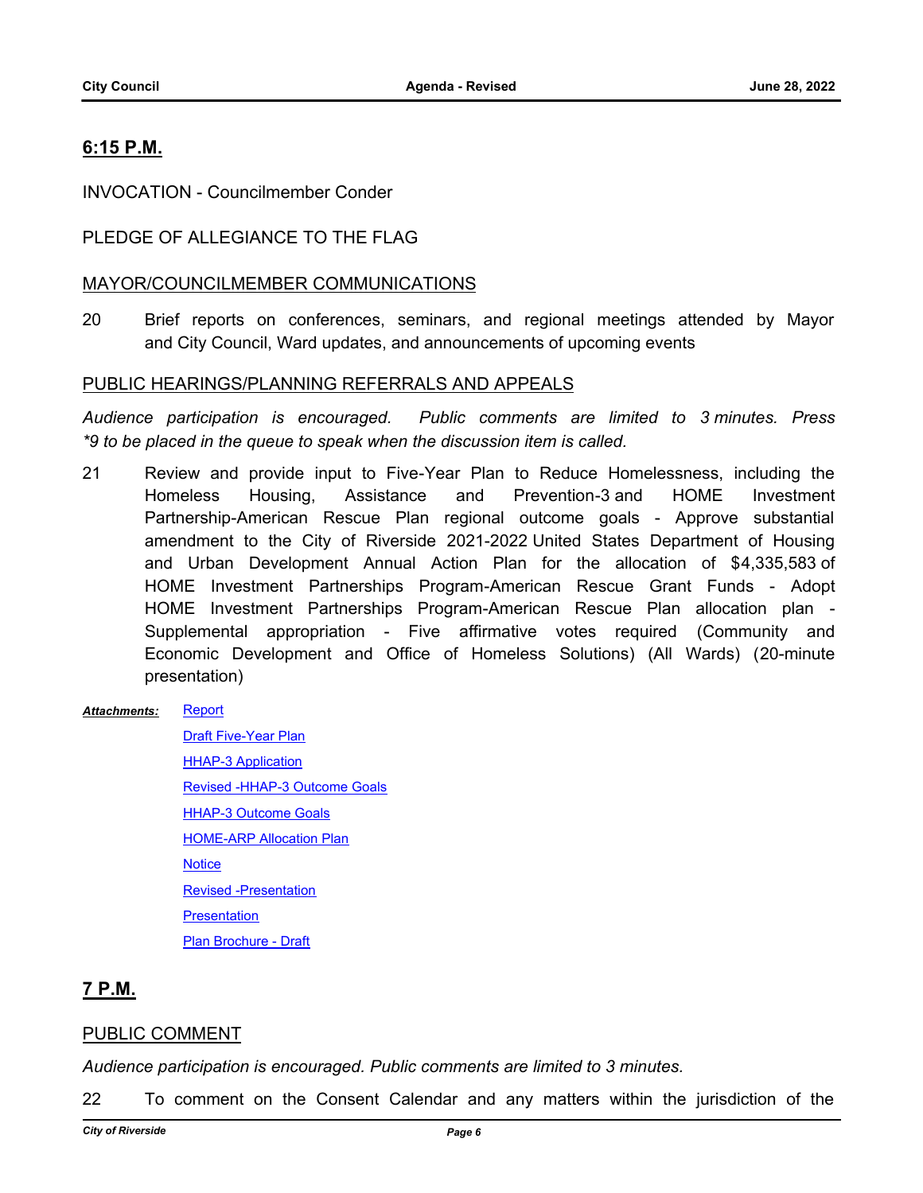## 6:15 P.M.

INVOCATION - Councilmember Conder

PLEDGE OF ALLEGIANCE TO THE FLAG

MAYOR/COUNCILMEMBER COMMUNICATIONS

20 Brief reports on conferences, seminars, and regional meetings attended by Mayor and City Council, Ward updates, and announcements of upcoming events

PUBLIC HEARINGS/PLANNING REFERRALS AND APPEALS

*Audience participation is encouraged. Public comments are limited to 3 minutes. Press *9 to be placed in the queue to speak when the discussion item is called.*

21 Review and provide input to Five-Year Plan to Reduce Homelessness, including the Homeless Housing, Assistance and Prevention-3 and HOME Investment Partnership-American Rescue Plan regional outcome goals - Approve substantial amendment to the City of Riverside 2021-2022 United States Department of Housing and Urban Development Annual Action Plan for the allocation of $4,335,583 of HOME Investment Partnerships Program-American Rescue Grant Funds - Adopt HOME Investment Partnerships Program-American Rescue Plan allocation plan - Supplemental appropriation - Five affirmative votes required (Community and Economic Development and Office of Homeless Solutions) (All Wards) (20-minute presentation)

***Attachments:*** Report
Draft Five-Year Plan
HHAP-3 Application
Revised -HHAP-3 Outcome Goals
HHAP-3 Outcome Goals
HOME-ARP Allocation Plan
Notice
Revised -Presentation
Presentation
Plan Brochure - Draft

## 7 P.M.

PUBLIC COMMENT

*Audience participation is encouraged. Public comments are limited to 3 minutes.*

22 To comment on the Consent Calendar and any matters within the jurisdiction of the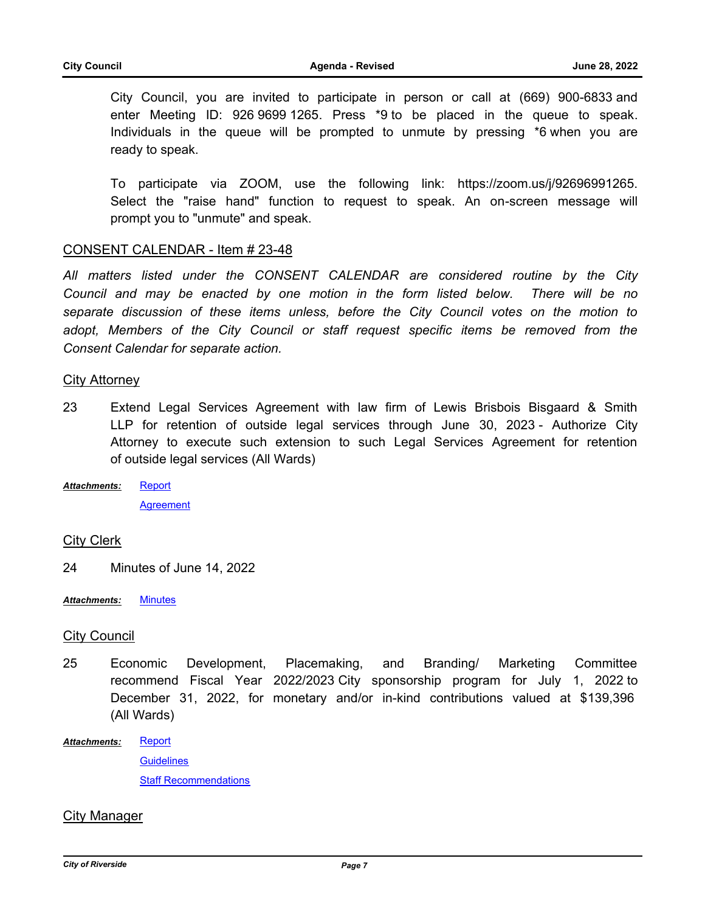City Council, you are invited to participate in person or call at (669) 900-6833 and enter Meeting ID: 926 9699 1265. Press *9 to be placed in the queue to speak. Individuals in the queue will be prompted to unmute by pressing *6 when you are ready to speak.

To participate via ZOOM, use the following link: https://zoom.us/j/92696991265. Select the "raise hand" function to request to speak. An on-screen message will prompt you to "unmute" and speak.

## CONSENT CALENDAR - Item # 23-48

*All matters listed under the CONSENT CALENDAR are considered routine by the City Council and may be enacted by one motion in the form listed below. There will be no separate discussion of these items unless, before the City Council votes on the motion to adopt, Members of the City Council or staff request specific items be removed from the Consent Calendar for separate action.*

### City Attorney

23 Extend Legal Services Agreement with law firm of Lewis Brisbois Bisgaard & Smith LLP for retention of outside legal services through June 30, 2023 - Authorize City Attorney to execute such extension to such Legal Services Agreement for retention of outside legal services (All Wards)

***Attachments:*** Report
Agreement

### City Clerk

24 Minutes of June 14, 2022

***Attachments:*** Minutes

### City Council

25 Economic Development, Placemaking, and Branding/ Marketing Committee recommend Fiscal Year 2022/2023 City sponsorship program for July 1, 2022 to December 31, 2022, for monetary and/or in-kind contributions valued at $139,396 (All Wards)

***Attachments:*** Report
Guidelines
Staff Recommendations

### City Manager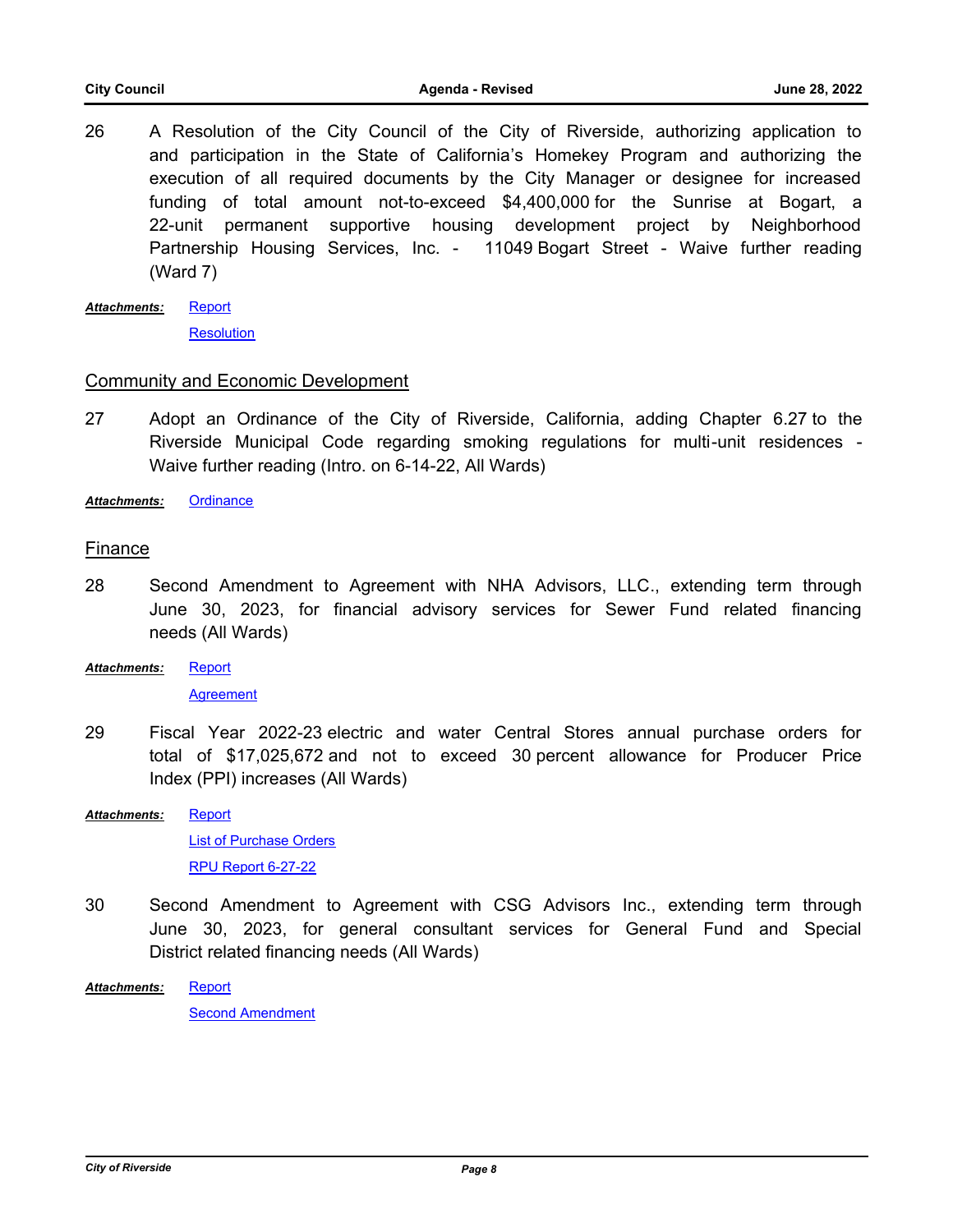26 A Resolution of the City Council of the City of Riverside, authorizing application to and participation in the State of California's Homekey Program and authorizing the execution of all required documents by the City Manager or designee for increased funding of total amount not-to-exceed $4,400,000 for the Sunrise at Bogart, a 22-unit permanent supportive housing development project by Neighborhood Partnership Housing Services, Inc. - 11049 Bogart Street - Waive further reading (Ward 7)

***Attachments:*** Report

Resolution

## Community and Economic Development

27 Adopt an Ordinance of the City of Riverside, California, adding Chapter 6.27 to the Riverside Municipal Code regarding smoking regulations for multi-unit residences - Waive further reading (Intro. on 6-14-22, All Wards)

***Attachments:*** Ordinance

## Finance

28 Second Amendment to Agreement with NHA Advisors, LLC., extending term through June 30, 2023, for financial advisory services for Sewer Fund related financing needs (All Wards)

***Attachments:*** Report

Agreement

29 Fiscal Year 2022-23 electric and water Central Stores annual purchase orders for total of $17,025,672 and not to exceed 30 percent allowance for Producer Price Index (PPI) increases (All Wards)

***Attachments:*** Report

List of Purchase Orders

RPU Report 6-27-22

30 Second Amendment to Agreement with CSG Advisors Inc., extending term through June 30, 2023, for general consultant services for General Fund and Special District related financing needs (All Wards)

***Attachments:*** Report

Second Amendment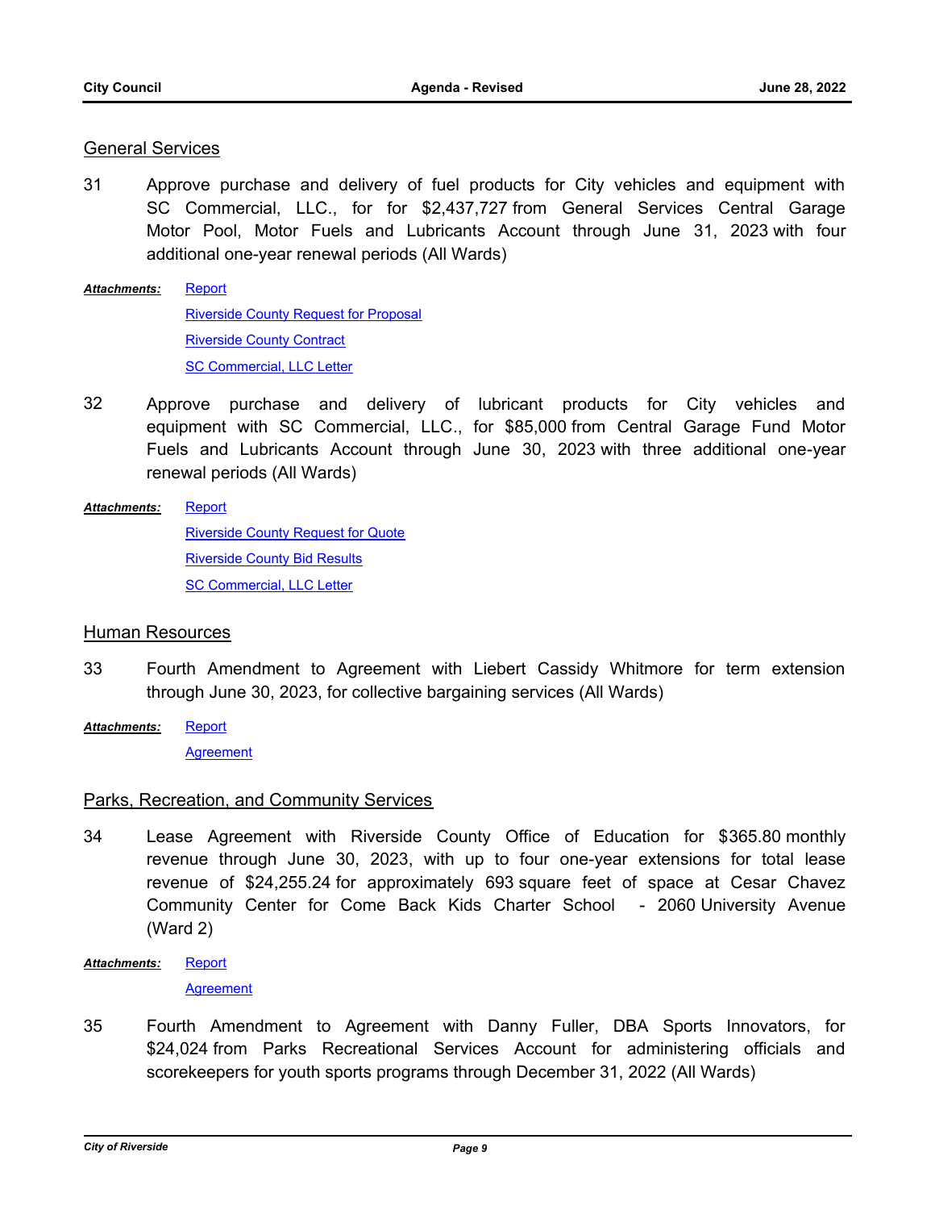## General Services

31 Approve purchase and delivery of fuel products for City vehicles and equipment with SC Commercial, LLC., for for $2,437,727 from General Services Central Garage Motor Pool, Motor Fuels and Lubricants Account through June 31, 2023 with four additional one-year renewal periods (All Wards)

***Attachments:*** Report
Riverside County Request for Proposal
Riverside County Contract
SC Commercial, LLC Letter

32 Approve purchase and delivery of lubricant products for City vehicles and equipment with SC Commercial, LLC., for $85,000 from Central Garage Fund Motor Fuels and Lubricants Account through June 30, 2023 with three additional one-year renewal periods (All Wards)

***Attachments:*** Report
Riverside County Request for Quote
Riverside County Bid Results
SC Commercial, LLC Letter

## Human Resources

33 Fourth Amendment to Agreement with Liebert Cassidy Whitmore for term extension through June 30, 2023, for collective bargaining services (All Wards)

***Attachments:*** Report
Agreement

## Parks, Recreation, and Community Services

34 Lease Agreement with Riverside County Office of Education for $365.80 monthly revenue through June 30, 2023, with up to four one-year extensions for total lease revenue of $24,255.24 for approximately 693 square feet of space at Cesar Chavez Community Center for Come Back Kids Charter School - 2060 University Avenue (Ward 2)

***Attachments:*** Report
Agreement

35 Fourth Amendment to Agreement with Danny Fuller, DBA Sports Innovators, for $24,024 from Parks Recreational Services Account for administering officials and scorekeepers for youth sports programs through December 31, 2022 (All Wards)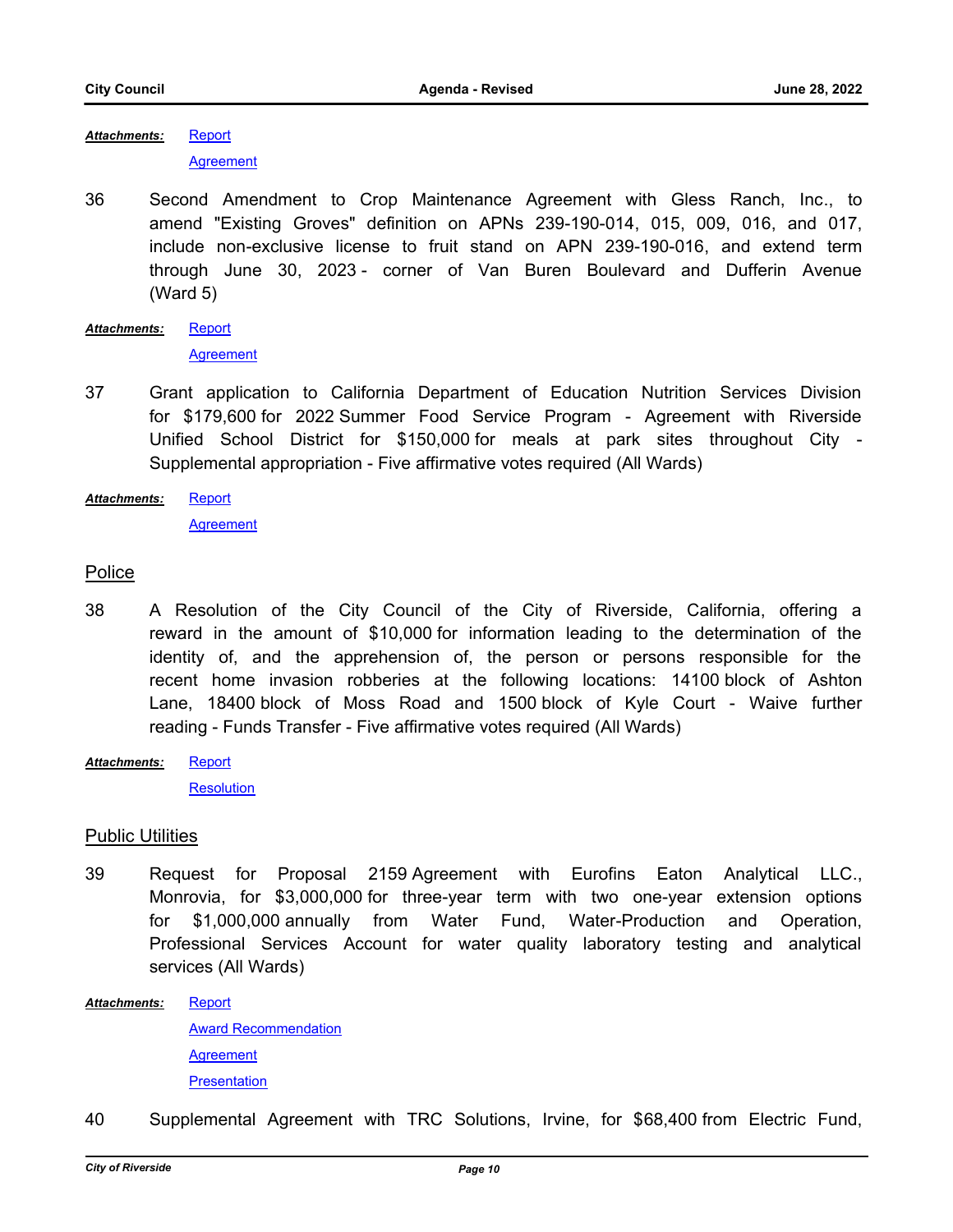***Attachments:*** Report

Agreement

36 Second Amendment to Crop Maintenance Agreement with Gless Ranch, Inc., to amend "Existing Groves" definition on APNs 239-190-014, 015, 009, 016, and 017, include non-exclusive license to fruit stand on APN 239-190-016, and extend term through June 30, 2023 - corner of Van Buren Boulevard and Dufferin Avenue (Ward 5)

***Attachments:*** Report

Agreement

37 Grant application to California Department of Education Nutrition Services Division for $179,600 for 2022 Summer Food Service Program - Agreement with Riverside Unified School District for $150,000 for meals at park sites throughout City - Supplemental appropriation - Five affirmative votes required (All Wards)

***Attachments:*** Report

Agreement

## Police

38 A Resolution of the City Council of the City of Riverside, California, offering a reward in the amount of $10,000 for information leading to the determination of the identity of, and the apprehension of, the person or persons responsible for the recent home invasion robberies at the following locations: 14100 block of Ashton Lane, 18400 block of Moss Road and 1500 block of Kyle Court - Waive further reading - Funds Transfer - Five affirmative votes required (All Wards)

***Attachments:*** Report

Resolution

## Public Utilities

39 Request for Proposal 2159 Agreement with Eurofins Eaton Analytical LLC., Monrovia, for $3,000,000 for three-year term with two one-year extension options for $1,000,000 annually from Water Fund, Water-Production and Operation, Professional Services Account for water quality laboratory testing and analytical services (All Wards)

***Attachments:*** Report

Award Recommendation

Agreement

Presentation

40 Supplemental Agreement with TRC Solutions, Irvine, for $68,400 from Electric Fund,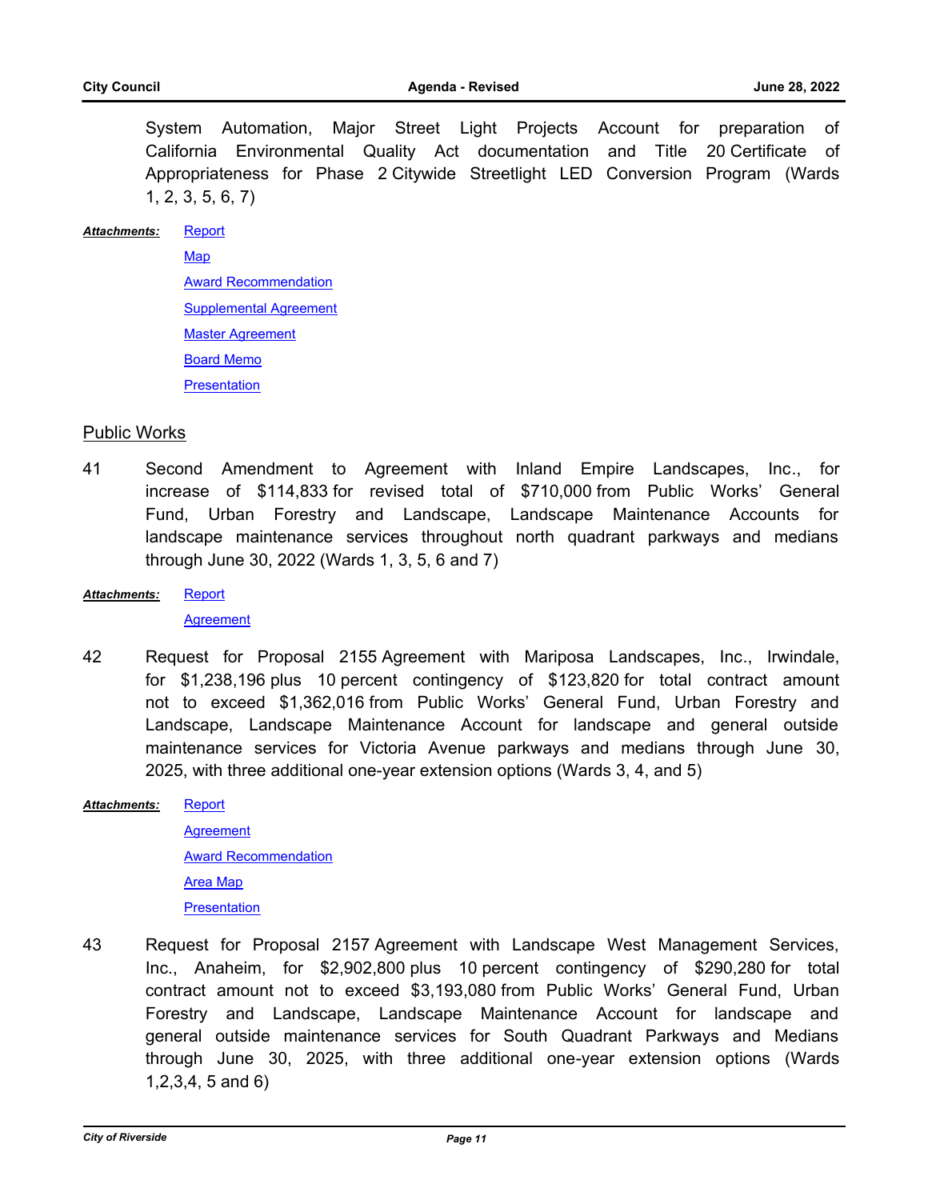System Automation, Major Street Light Projects Account for preparation of California Environmental Quality Act documentation and Title 20 Certificate of Appropriateness for Phase 2 Citywide Streetlight LED Conversion Program (Wards 1, 2, 3, 5, 6, 7)

***Attachments:*** Report
Map
Award Recommendation
Supplemental Agreement
Master Agreement
Board Memo
Presentation

## Public Works

41 Second Amendment to Agreement with Inland Empire Landscapes, Inc., for increase of $114,833 for revised total of $710,000 from Public Works' General Fund, Urban Forestry and Landscape, Landscape Maintenance Accounts for landscape maintenance services throughout north quadrant parkways and medians through June 30, 2022 (Wards 1, 3, 5, 6 and 7)

***Attachments:*** Report
Agreement

42 Request for Proposal 2155 Agreement with Mariposa Landscapes, Inc., Irwindale, for $1,238,196 plus 10 percent contingency of $123,820 for total contract amount not to exceed $1,362,016 from Public Works' General Fund, Urban Forestry and Landscape, Landscape Maintenance Account for landscape and general outside maintenance services for Victoria Avenue parkways and medians through June 30, 2025, with three additional one-year extension options (Wards 3, 4, and 5)

***Attachments:*** Report
Agreement
Award Recommendation
Area Map
Presentation

43 Request for Proposal 2157 Agreement with Landscape West Management Services, Inc., Anaheim, for $2,902,800 plus 10 percent contingency of $290,280 for total contract amount not to exceed $3,193,080 from Public Works' General Fund, Urban Forestry and Landscape, Landscape Maintenance Account for landscape and general outside maintenance services for South Quadrant Parkways and Medians through June 30, 2025, with three additional one-year extension options (Wards 1,2,3,4, 5 and 6)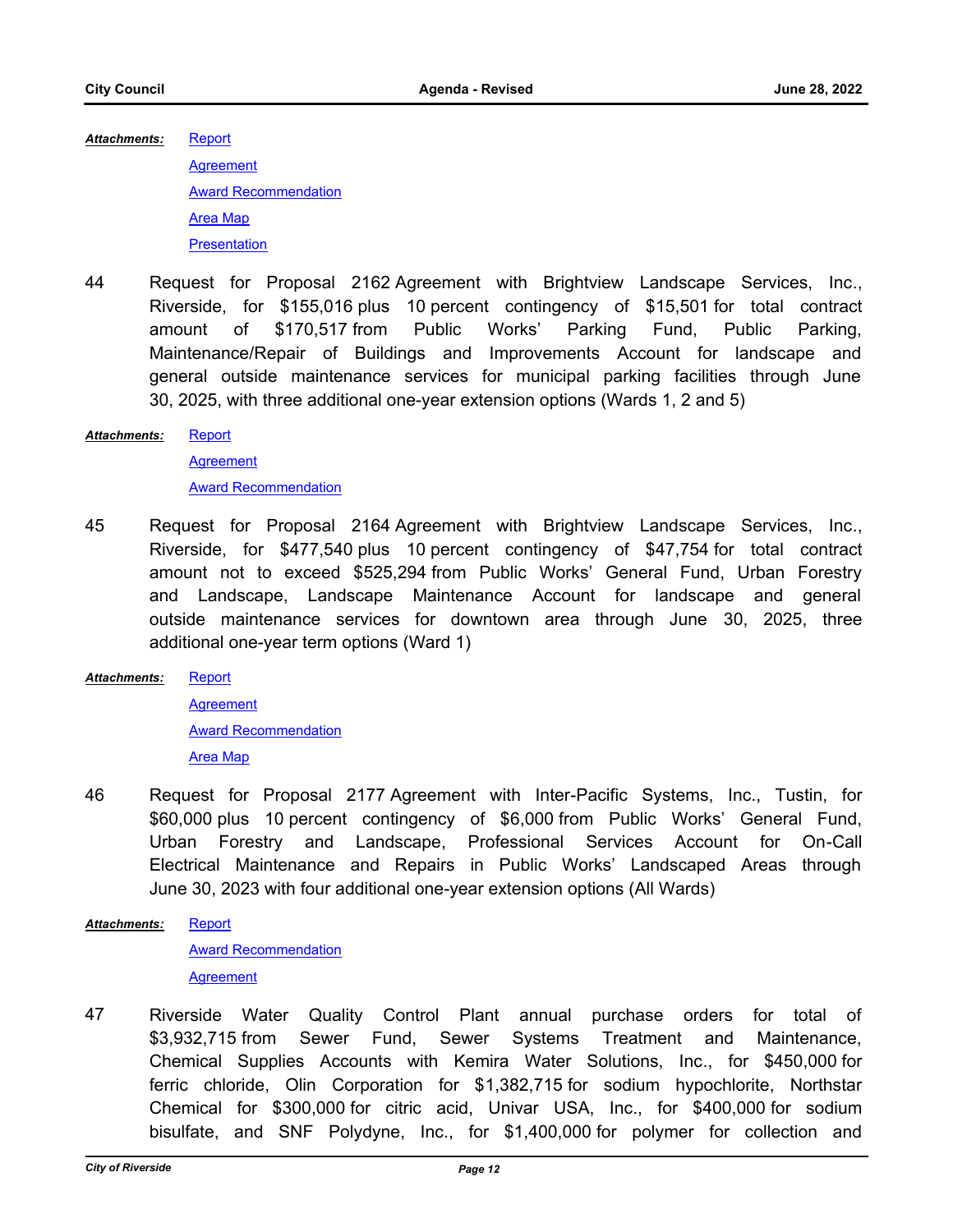***Attachments:*** Report

Agreement

Award Recommendation

Area Map

Presentation

44 Request for Proposal 2162 Agreement with Brightview Landscape Services, Inc., Riverside, for $155,016 plus 10 percent contingency of $15,501 for total contract amount of $170,517 from Public Works' Parking Fund, Public Parking, Maintenance/Repair of Buildings and Improvements Account for landscape and general outside maintenance services for municipal parking facilities through June 30, 2025, with three additional one-year extension options (Wards 1, 2 and 5)

***Attachments:*** Report

Agreement

Award Recommendation

45 Request for Proposal 2164 Agreement with Brightview Landscape Services, Inc., Riverside, for $477,540 plus 10 percent contingency of $47,754 for total contract amount not to exceed $525,294 from Public Works' General Fund, Urban Forestry and Landscape, Landscape Maintenance Account for landscape and general outside maintenance services for downtown area through June 30, 2025, three additional one-year term options (Ward 1)

***Attachments:*** Report

Agreement

Award Recommendation

Area Map

46 Request for Proposal 2177 Agreement with Inter-Pacific Systems, Inc., Tustin, for $60,000 plus 10 percent contingency of $6,000 from Public Works' General Fund, Urban Forestry and Landscape, Professional Services Account for On-Call Electrical Maintenance and Repairs in Public Works' Landscaped Areas through June 30, 2023 with four additional one-year extension options (All Wards)

***Attachments:*** Report

Award Recommendation

Agreement

47 Riverside Water Quality Control Plant annual purchase orders for total of $3,932,715 from Sewer Fund, Sewer Systems Treatment and Maintenance, Chemical Supplies Accounts with Kemira Water Solutions, Inc., for $450,000 for ferric chloride, Olin Corporation for $1,382,715 for sodium hypochlorite, Northstar Chemical for $300,000 for citric acid, Univar USA, Inc., for $400,000 for sodium bisulfate, and SNF Polydyne, Inc., for $1,400,000 for polymer for collection and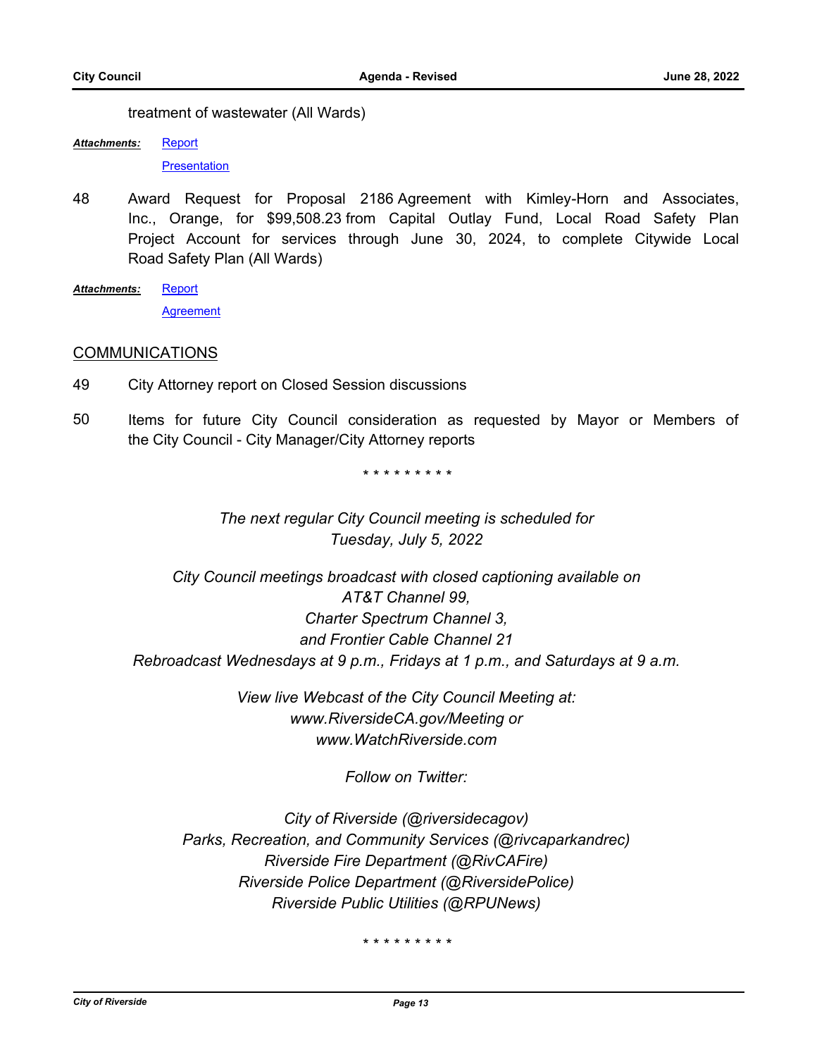treatment of wastewater (All Wards)

***Attachments:*** Report
Presentation

48 Award Request for Proposal 2186 Agreement with Kimley-Horn and Associates, Inc., Orange, for $99,508.23 from Capital Outlay Fund, Local Road Safety Plan Project Account for services through June 30, 2024, to complete Citywide Local Road Safety Plan (All Wards)

***Attachments:*** Report
Agreement

## COMMUNICATIONS

49 City Attorney report on Closed Session discussions

50 Items for future City Council consideration as requested by Mayor or Members of the City Council - City Manager/City Attorney reports

\* \* \* \* \* \* \* \* \*

*The next regular City Council meeting is scheduled for*
*Tuesday, July 5, 2022*

*City Council meetings broadcast with closed captioning available on*
*AT&T Channel 99,*
*Charter Spectrum Channel 3,*
*and Frontier Cable Channel 21*
*Rebroadcast Wednesdays at 9 p.m., Fridays at 1 p.m., and Saturdays at 9 a.m.*

*View live Webcast of the City Council Meeting at:*
*www.RiversideCA.gov/Meeting or*
*www.WatchRiverside.com*

*Follow on Twitter:*

*City of Riverside (@riversidecagov)*
*Parks, Recreation, and Community Services (@rivcaparkandrec)*
*Riverside Fire Department (@RivCAFire)*
*Riverside Police Department (@RiversidePolice)*
*Riverside Public Utilities (@RPUNews)*

\* \* \* \* \* \* \* \* \*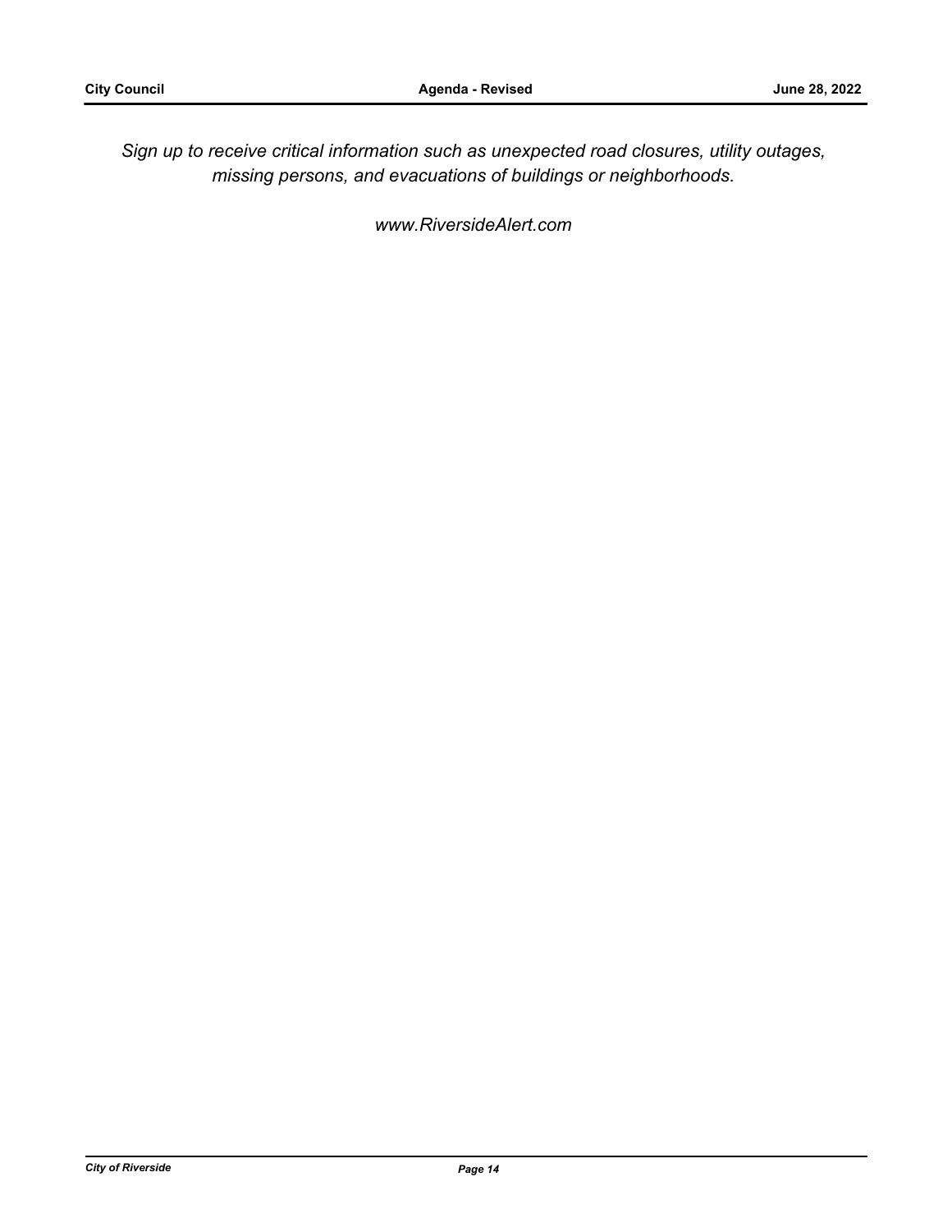*Sign up to receive critical information such as unexpected road closures, utility outages, missing persons, and evacuations of buildings or neighborhoods.*

*www.RiversideAlert.com*